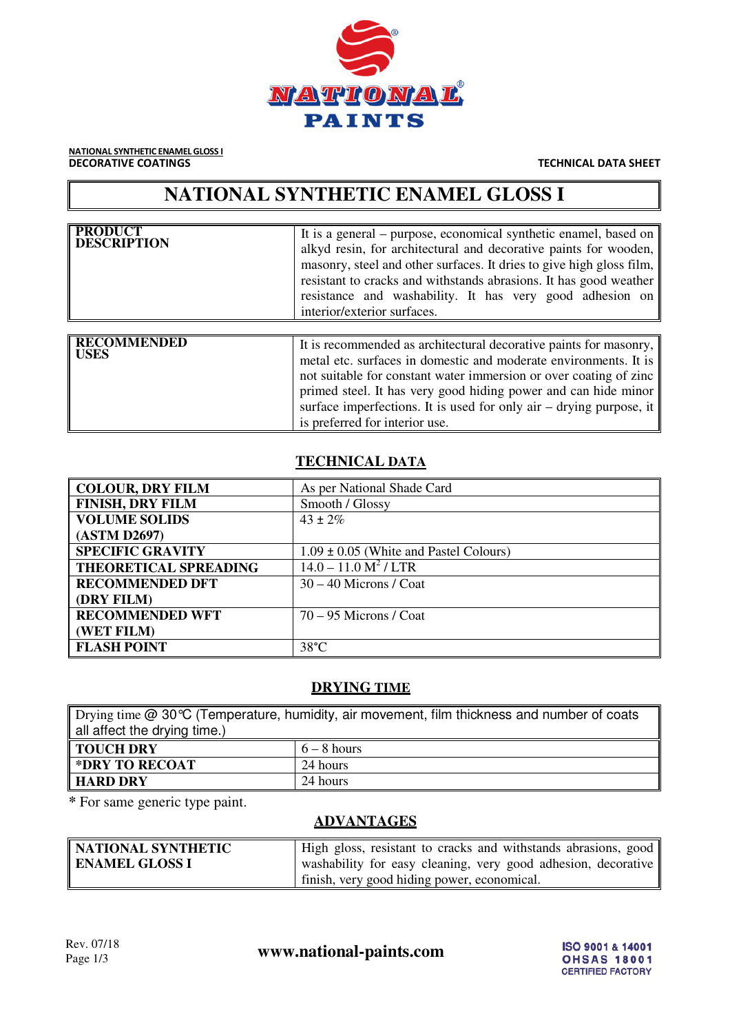NATIONAL SYNTHETIC ENAMEL GLOSS I
DECORATIVE COATINGS

TECHNICAL DATA SHEET

# NATIONAL SYNTHETIC ENAMEL GLOSS I

| | |
|---|---|
| **PRODUCT DESCRIPTION** | It is a general – purpose, economical synthetic enamel, based on alkyd resin, for architectural and decorative paints for wooden, masonry, steel and other surfaces. It dries to give high gloss film, resistant to cracks and withstands abrasions. It has good weather resistance and washability. It has very good adhesion on interior/exterior surfaces. |

| | |
|---|---|
| **RECOMMENDED USES** | It is recommended as architectural decorative paints for masonry, metal etc. surfaces in domestic and moderate environments. It is not suitable for constant water immersion or over coating of zinc primed steel. It has very good hiding power and can hide minor surface imperfections. It is used for only air – drying purpose, it is preferred for interior use. |

## TECHNICAL DATA

| | |
|---|---|
| **COLOUR, DRY FILM** | As per National Shade Card |
| **FINISH, DRY FILM** | Smooth / Glossy |
| **VOLUME SOLIDS (ASTM D2697)** | 43 ± 2% |
| **SPECIFIC GRAVITY** | 1.09 ± 0.05 (White and Pastel Colours) |
| **THEORETICAL SPREADING** | 14.0 – 11.0 $M^2$ / LTR |
| **RECOMMENDED DFT (DRY FILM)** | 30 – 40 Microns / Coat |
| **RECOMMENDED WFT (WET FILM)** | 70 – 95 Microns / Coat |
| **FLASH POINT** | 38°C |

## DRYING TIME

| Drying time @ 30℃ (Temperature, humidity, air movement, film thickness and number of coats all affect the drying time.) | |
|---|---|
| **TOUCH DRY** | 6 – 8 hours |
| ***DRY TO RECOAT** | 24 hours |
| **HARD DRY** | 24 hours |

**\*** For same generic type paint.

## ADVANTAGES

| | |
|---|---|
| **NATIONAL SYNTHETIC ENAMEL GLOSS I** | High gloss, resistant to cracks and withstands abrasions, good washability for easy cleaning, very good adhesion, decorative finish, very good hiding power, economical. |

Rev. 07/18

**www.national-paints.com**

ISO 9001 & 14001
OHSAS 18001
CERTIFIED FACTORY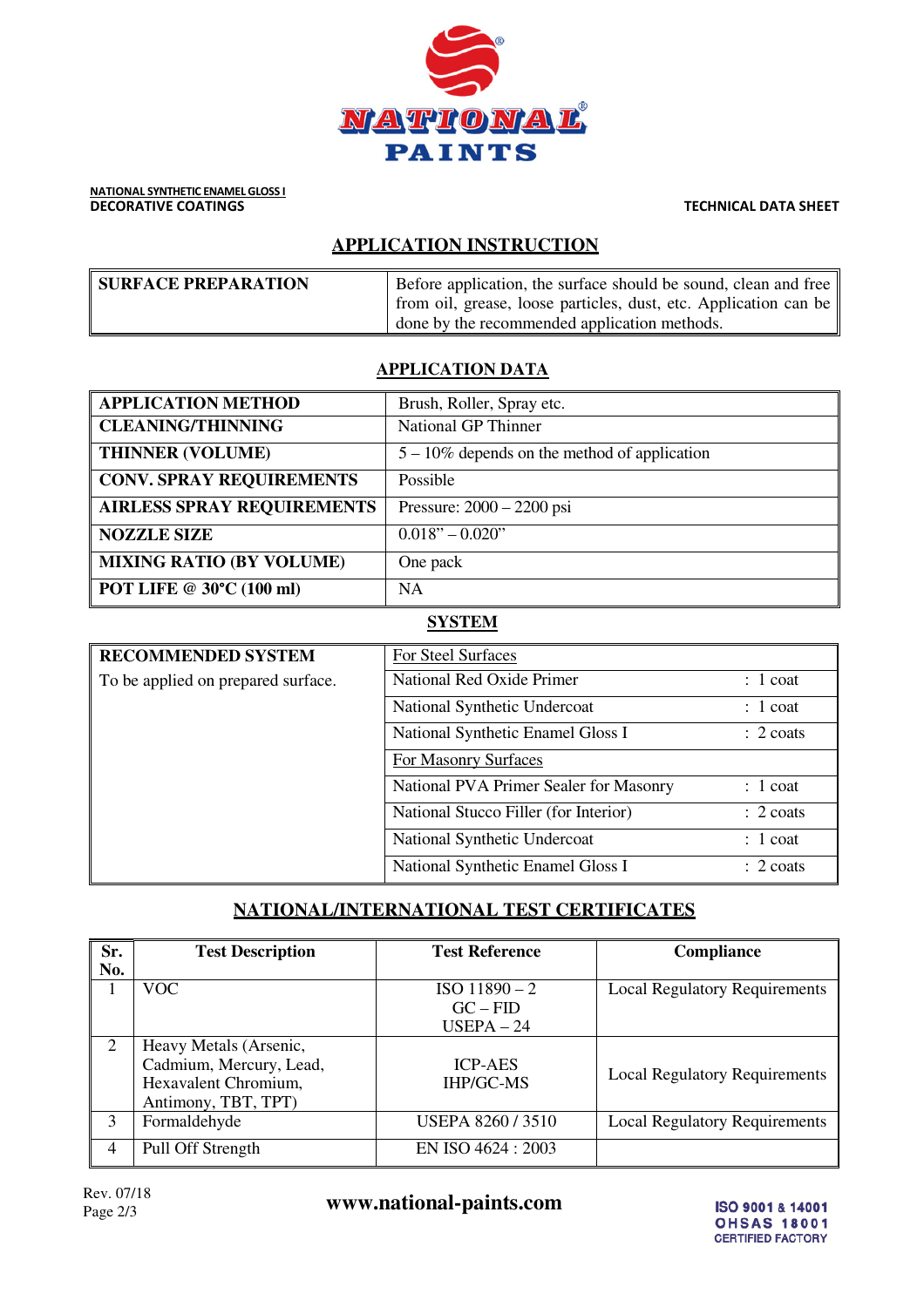NATIONAL SYNTHETIC ENAMEL GLOSS I
DECORATIVE COATINGS

TECHNICAL DATA SHEET

## APPLICATION INSTRUCTION

| SURFACE PREPARATION | Before application, the surface should be sound, clean and free from oil, grease, loose particles, dust, etc. Application can be done by the recommended application methods. |
|---|---|

## APPLICATION DATA

| APPLICATION METHOD | Brush, Roller, Spray etc. |
|---|---|
| CLEANING/THINNING | National GP Thinner |
| THINNER (VOLUME) | 5 – 10% depends on the method of application |
| CONV. SPRAY REQUIREMENTS | Possible |
| AIRLESS SPRAY REQUIREMENTS | Pressure: 2000 – 2200 psi |
| NOZZLE SIZE | 0.018" – 0.020" |
| MIXING RATIO (BY VOLUME) | One pack |
| POT LIFE @ 30°C (100 ml) | NA |

## SYSTEM

| RECOMMENDED SYSTEM | For Steel Surfaces | |
|---|---|---|
| To be applied on prepared surface. | National Red Oxide Primer | : 1 coat |
| | National Synthetic Undercoat | : 1 coat |
| | National Synthetic Enamel Gloss I | : 2 coats |
| | For Masonry Surfaces | |
| | National PVA Primer Sealer for Masonry | : 1 coat |
| | National Stucco Filler (for Interior) | : 2 coats |
| | National Synthetic Undercoat | : 1 coat |
| | National Synthetic Enamel Gloss I | : 2 coats |

## NATIONAL/INTERNATIONAL TEST CERTIFICATES

| Sr. No. | Test Description | Test Reference | Compliance |
|---|---|---|---|
| 1 | VOC | ISO 11890 – 2<br>GC – FID<br>USEPA – 24 | Local Regulatory Requirements |
| 2 | Heavy Metals (Arsenic, Cadmium, Mercury, Lead, Hexavalent Chromium, Antimony, TBT, TPT) | ICP-AES<br>IHP/GC-MS | Local Regulatory Requirements |
| 3 | Formaldehyde | USEPA 8260 / 3510 | Local Regulatory Requirements |
| 4 | Pull Off Strength | EN ISO 4624 : 2003 | |

Rev. 07/18

www.national-paints.com

ISO 9001 & 14001
OHSAS 18001
CERTIFIED FACTORY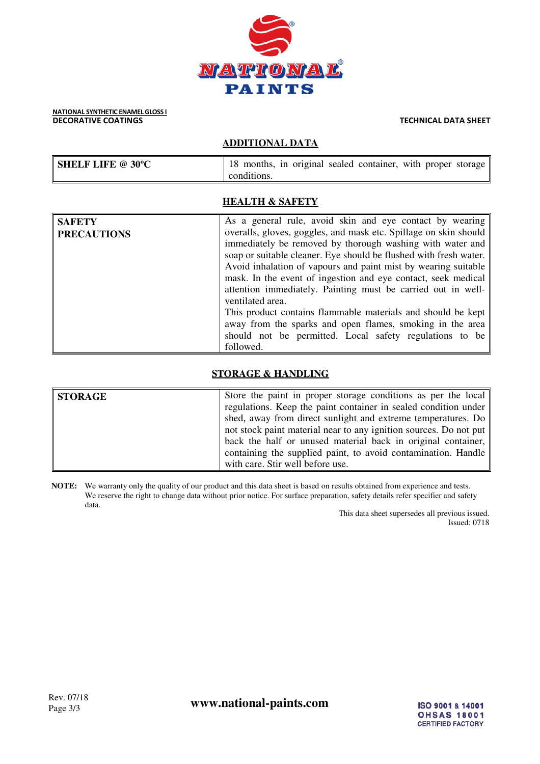NATIONAL SYNTHETIC ENAMEL GLOSS I
DECORATIVE COATINGS

TECHNICAL DATA SHEET

## ADDITIONAL DATA

| | |
|---|---|
| **SHELF LIFE @ 30ºC** | 18 months, in original sealed container, with proper storage conditions. |

## HEALTH & SAFETY

| | |
|---|---|
| **SAFETY PRECAUTIONS** | As a general rule, avoid skin and eye contact by wearing overalls, gloves, goggles, and mask etc. Spillage on skin should immediately be removed by thorough washing with water and soap or suitable cleaner. Eye should be flushed with fresh water. Avoid inhalation of vapours and paint mist by wearing suitable mask. In the event of ingestion and eye contact, seek medical attention immediately. Painting must be carried out in well-ventilated area. This product contains flammable materials and should be kept away from the sparks and open flames, smoking in the area should not be permitted. Local safety regulations to be followed. |

## STORAGE & HANDLING

| | |
|---|---|
| **STORAGE** | Store the paint in proper storage conditions as per the local regulations. Keep the paint container in sealed condition under shed, away from direct sunlight and extreme temperatures. Do not stock paint material near to any ignition sources. Do not put back the half or unused material back in original container, containing the supplied paint, to avoid contamination. Handle with care. Stir well before use. |

**NOTE:** We warranty only the quality of our product and this data sheet is based on results obtained from experience and tests. We reserve the right to change data without prior notice. For surface preparation, safety details refer specifier and safety data.

This data sheet supersedes all previous issued.
Issued: 0718

Rev. 07/18

www.national-paints.com

ISO 9001 & 14001
OHSAS 18001
CERTIFIED FACTORY